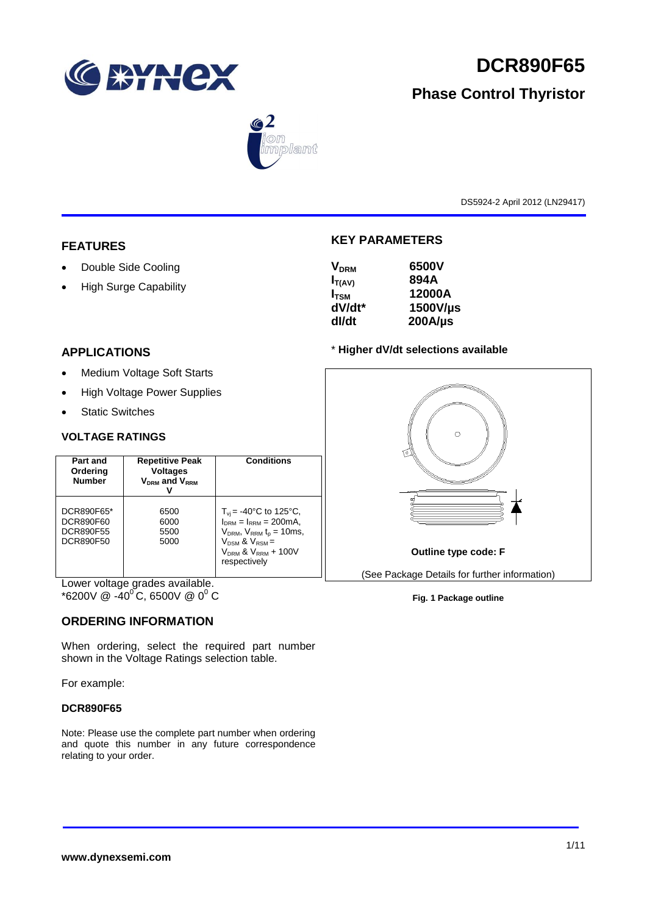# DCR890F65

## Phase Control Thyristor

DS5924-2 April 2012 (LN29417)

## FEATURES

- Double Side Cooling
- High Surge Capability

## APPLICATIONS

- Medium Voltage Soft Starts
- High Voltage Power Supplies
- Static Switches

## KEY PARAMETERS

| | |
|---|---|
| $V_{DRM}$ | 6500V |
| $I_{T(AV)}$ | 894A |
| $I_{TSM}$ | 12000A |
| dV/dt* | 1500V/µs |
| dI/dt | 200A/µs |

**\* Higher dV/dt selections available**

Outline type code: F

(See Package Details for further information)

**Fig. 1 Package outline**

## VOLTAGE RATINGS

| Part and Ordering Number | Repetitive Peak Voltages $V_{DRM}$ and $V_{RRM}$ V | Conditions |
|---|---|---|
| DCR890F65*<br>DCR890F60<br>DCR890F55<br>DCR890F50 | 6500<br>6000<br>5500<br>5000 | $T_{vj}$ = -40°C to 125°C,<br>$I_{DRM}$ = $I_{RRM}$ = 200mA,<br>$V_{DRM}$, $V_{RRM}$ $t_p$ = 10ms,<br>$V_{DSM}$ & $V_{RSM}$ =<br>$V_{DRM}$ & $V_{RRM}$ + 100V respectively |

Lower voltage grades available.
*6200V @ -40°C, 6500V @ 0°C

## ORDERING INFORMATION

When ordering, select the required part number shown in the Voltage Ratings selection table.

For example:

**DCR890F65**

Note: Please use the complete part number when ordering and quote this number in any future correspondence relating to your order.

**www.dynexsemi.com**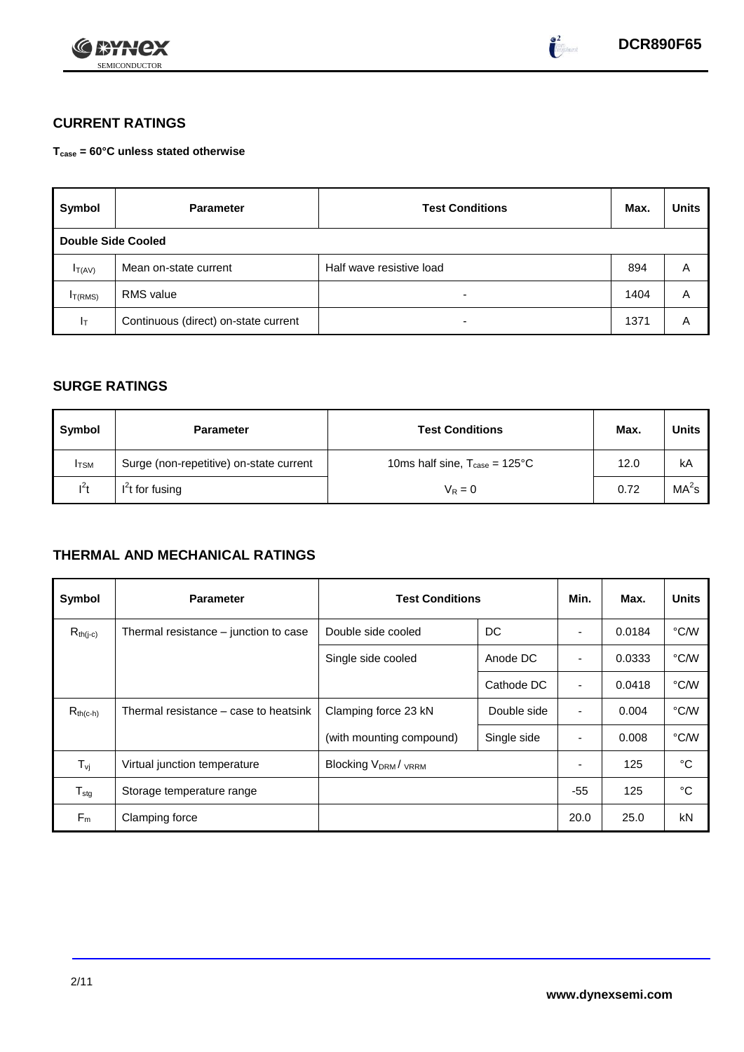## CURRENT RATINGS

**$T_{case}$ = 60°C unless stated otherwise**

| Symbol | Parameter | Test Conditions | Max. | Units |
|---|---|---|---|---|
| **Double Side Cooled** | | | | |
| $I_{T(AV)}$ | Mean on-state current | Half wave resistive load | 894 | A |
| $I_{T(RMS)}$ | RMS value | - | 1404 | A |
| $I_T$ | Continuous (direct) on-state current | - | 1371 | A |

## SURGE RATINGS

| Symbol | Parameter | Test Conditions | Max. | Units |
|---|---|---|---|---|
| $I_{TSM}$ | Surge (non-repetitive) on-state current | 10ms half sine, $T_{case}$ = 125°C | 12.0 | kA |
| $I^2t$ | $I^2t$ for fusing | $V_R = 0$ | 0.72 | $MA^2s$ |

## THERMAL AND MECHANICAL RATINGS

| Symbol | Parameter | Test Conditions | | Min. | Max. | Units |
|---|---|---|---|---|---|---|
| $R_{th(j-c)}$ | Thermal resistance – junction to case | Double side cooled | DC | - | 0.0184 | °C/W |
| | | Single side cooled | Anode DC | - | 0.0333 | °C/W |
| | | | Cathode DC | - | 0.0418 | °C/W |
| $R_{th(c-h)}$ | Thermal resistance – case to heatsink | Clamping force 23 kN | Double side | - | 0.004 | °C/W |
| | | (with mounting compound) | Single side | - | 0.008 | °C/W |
| $T_{vj}$ | Virtual junction temperature | Blocking $V_{DRM}$ / $V_{RRM}$ | | - | 125 | °C |
| $T_{stg}$ | Storage temperature range | | | -55 | 125 | °C |
| $F_m$ | Clamping force | | | 20.0 | 25.0 | kN |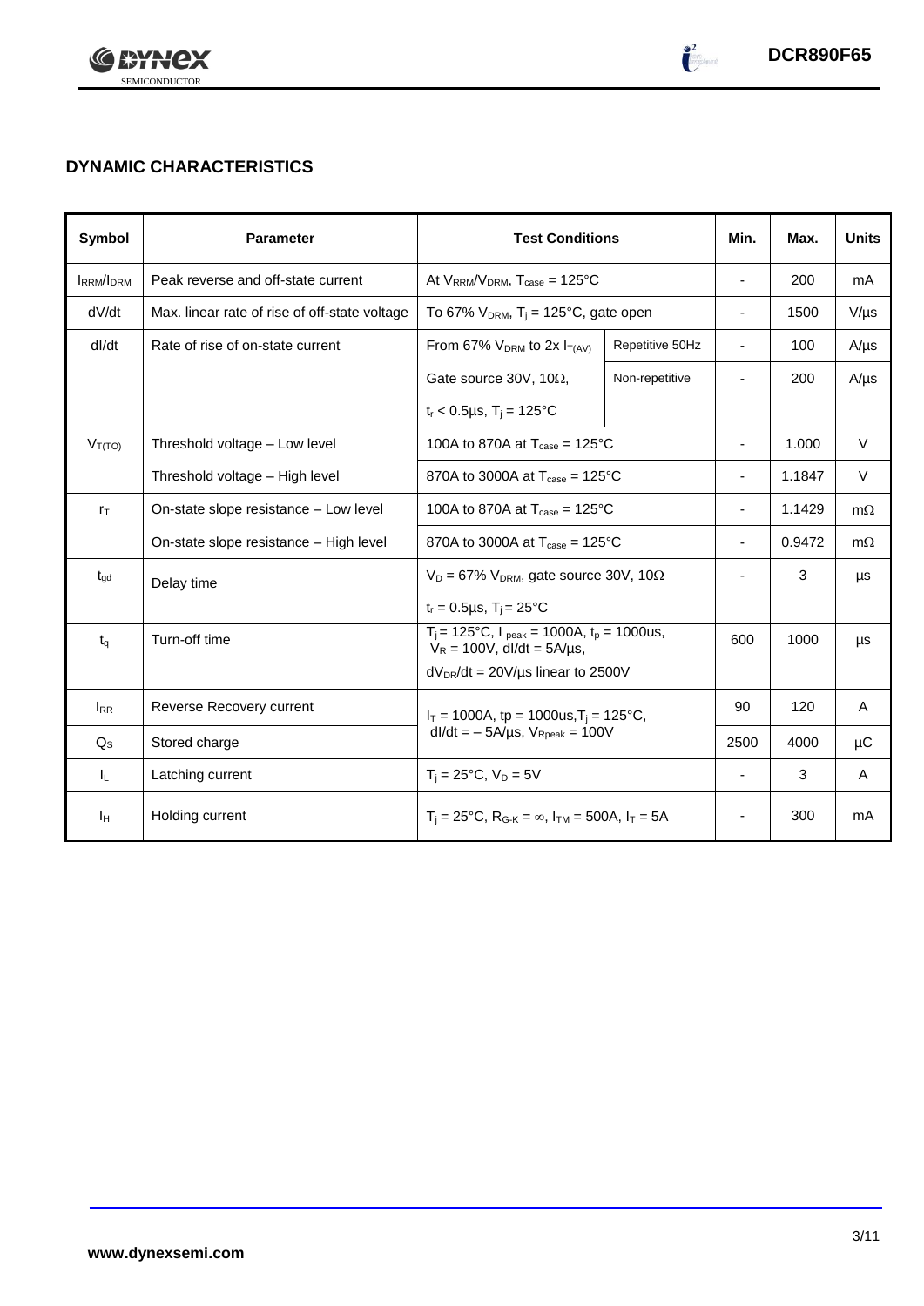## DYNAMIC CHARACTERISTICS

| Symbol | Parameter | Test Conditions | | Min. | Max. | Units |
|---|---|---|---|---|---|---|
| $I_{RRM}/I_{DRM}$ | Peak reverse and off-state current | At $V_{RRM}/V_{DRM}$, $T_{case}$ = 125°C | | - | 200 | mA |
| dV/dt | Max. linear rate of rise of off-state voltage | To 67% $V_{DRM}$, $T_j$ = 125°C, gate open | | - | 1500 | V/µs |
| dI/dt | Rate of rise of on-state current | From 67% $V_{DRM}$ to 2x $I_{T(AV)}$ | Repetitive 50Hz | - | 100 | A/µs |
| | | Gate source 30V, 10Ω, | Non-repetitive | - | 200 | A/µs |
| | | $t_r$ < 0.5µs, $T_j$ = 125°C | | | | |
| $V_{T(TO)}$ | Threshold voltage – Low level | 100A to 870A at $T_{case}$ = 125°C | | - | 1.000 | V |
| | Threshold voltage – High level | 870A to 3000A at $T_{case}$ = 125°C | | - | 1.1847 | V |
| $r_T$ | On-state slope resistance – Low level | 100A to 870A at $T_{case}$ = 125°C | | - | 1.1429 | mΩ |
| | On-state slope resistance – High level | 870A to 3000A at $T_{case}$ = 125°C | | - | 0.9472 | mΩ |
| $t_{gd}$ | Delay time | $V_D$ = 67% $V_{DRM}$, gate source 30V, 10Ω | | - | 3 | µs |
| | | $t_r$ = 0.5µs, $T_j$ = 25°C | | | | |
| $t_q$ | Turn-off time | $T_j$ = 125°C, $I_{peak}$ = 1000A, $t_p$ = 1000us, $V_R$ = 100V, dI/dt = 5A/µs, | | 600 | 1000 | µs |
| | | $dV_{DR}/dt$ = 20V/µs linear to 2500V | | | | |
| $I_{RR}$ | Reverse Recovery current | $I_T$ = 1000A, tp = 1000us, $T_j$ = 125°C, dI/dt = – 5A/µs, $V_{Rpeak}$ = 100V | | 90 | 120 | A |
| $Q_S$ | Stored charge | | | 2500 | 4000 | µC |
| $I_L$ | Latching current | $T_j$ = 25°C, $V_D$ = 5V | | - | 3 | A |
| $I_H$ | Holding current | $T_j$ = 25°C, $R_{G-K}$ = ∞, $I_{TM}$ = 500A, $I_T$ = 5A | | - | 300 | mA |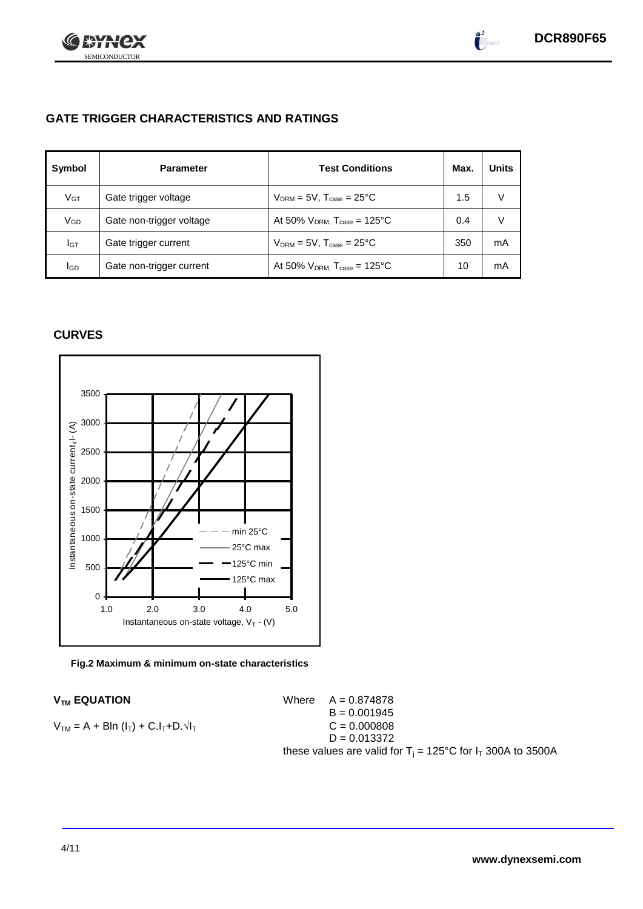## GATE TRIGGER CHARACTERISTICS AND RATINGS

| Symbol | Parameter | Test Conditions | Max. | Units |
|---|---|---|---|---|
| $V_{GT}$ | Gate trigger voltage | $V_{DRM}$ = 5V, $T_{case}$ = 25°C | 1.5 | V |
| $V_{GD}$ | Gate non-trigger voltage | At 50% $V_{DRM}$, $T_{case}$ = 125°C | 0.4 | V |
| $I_{GT}$ | Gate trigger current | $V_{DRM}$ = 5V, $T_{case}$ = 25°C | 350 | mA |
| $I_{GD}$ | Gate non-trigger current | At 50% $V_{DRM}$, $T_{case}$ = 125°C | 10 | mA |

## CURVES

**Fig.2 Maximum & minimum on-state characteristics**

### $V_{TM}$ EQUATION

$$V_{TM} = A + B\ln(I_T) + C.I_T + D.\sqrt{I_T}$$

Where
$A = 0.874878$
$B = 0.001945$
$C = 0.000808$
$D = 0.013372$

these values are valid for $T_j$ = 125°C for $I_T$ 300A to 3500A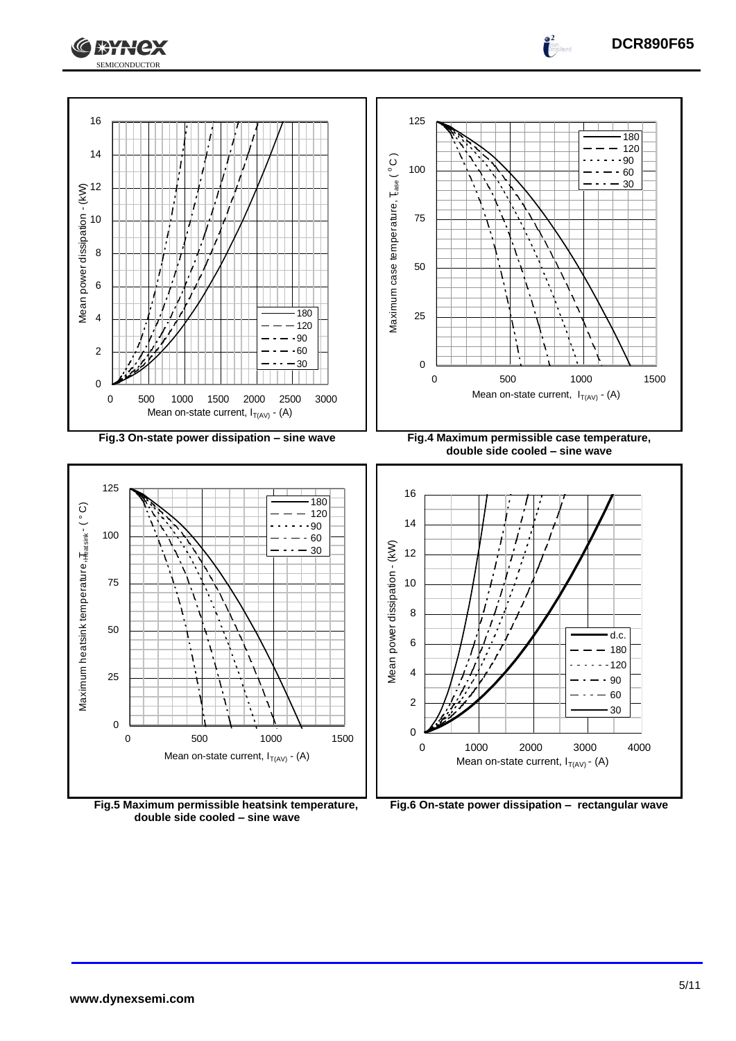Fig.3 On-state power dissipation – sine wave

Fig.4 Maximum permissible case temperature, double side cooled – sine wave

Fig.5 Maximum permissible heatsink temperature, double side cooled – sine wave

Fig.6 On-state power dissipation – rectangular wave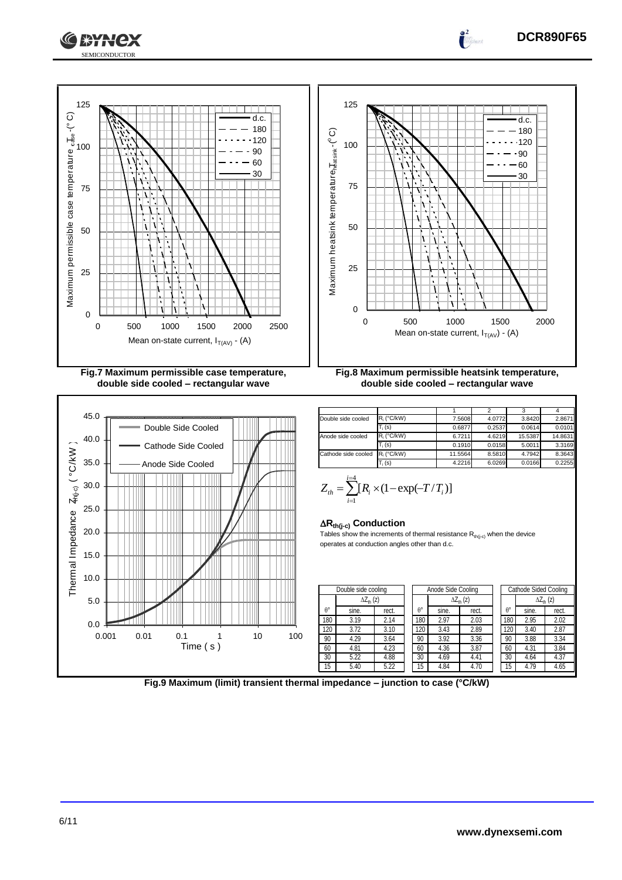Fig.7 Maximum permissible case temperature, double side cooled – rectangular wave

Fig.8 Maximum permissible heatsink temperature, double side cooled – rectangular wave

| | | 1 | 2 | 3 | 4 |
|---|---|---|---|---|---|
| Double side cooled | $R_i$ (°C/kW) | 7.5608 | 4.0772 | 3.8420 | 2.8671 |
| | $T_i$ (s) | 0.6877 | 0.2537 | 0.0614 | 0.0101 |
| Anode side cooled | $R_i$ (°C/kW) | 6.7211 | 4.6219 | 15.5387 | 14.8631 |
| | $T_i$ (s) | 0.1910 | 0.0158 | 5.0011 | 3.3169 |
| Cathode side cooled | $R_i$ (°C/kW) | 11.5564 | 8.5810 | 4.7942 | 8.3643 |
| | $T_i$ (s) | 4.2216 | 6.0269 | 0.0166 | 0.2255 |

$$Z_{th} = \sum_{i=1}^{i=4} [R_i \times (1 - \exp(-T/T_i)]$$

**$\Delta R_{th(j-c)}$ Conduction**

Tables show the increments of thermal resistance $R_{th(j-c)}$ when the device operates at conduction angles other than d.c.

| Double side cooling | | |
|---|---|---|
| | $\Delta Z_{th}$ (z) | |
| θ° | sine. | rect. |
| 180 | 3.19 | 2.14 |
| 120 | 3.72 | 3.10 |
| 90 | 4.29 | 3.64 |
| 60 | 4.81 | 4.23 |
| 30 | 5.22 | 4.88 |
| 15 | 5.40 | 5.22 |

| Anode Side Cooling | | |
|---|---|---|
| | $\Delta Z_{th}$ (z) | |
| θ° | sine. | rect. |
| 180 | 2.97 | 2.03 |
| 120 | 3.43 | 2.89 |
| 90 | 3.92 | 3.36 |
| 60 | 4.36 | 3.87 |
| 30 | 4.69 | 4.41 |
| 15 | 4.84 | 4.70 |

| Cathode Sided Cooling | | |
|---|---|---|
| | $\Delta Z_{th}$ (z) | |
| θ° | sine. | rect. |
| 180 | 2.95 | 2.02 |
| 120 | 3.40 | 2.87 |
| 90 | 3.88 | 3.34 |
| 60 | 4.31 | 3.84 |
| 30 | 4.64 | 4.37 |
| 15 | 4.79 | 4.65 |

Fig.9 Maximum (limit) transient thermal impedance – junction to case (°C/kW)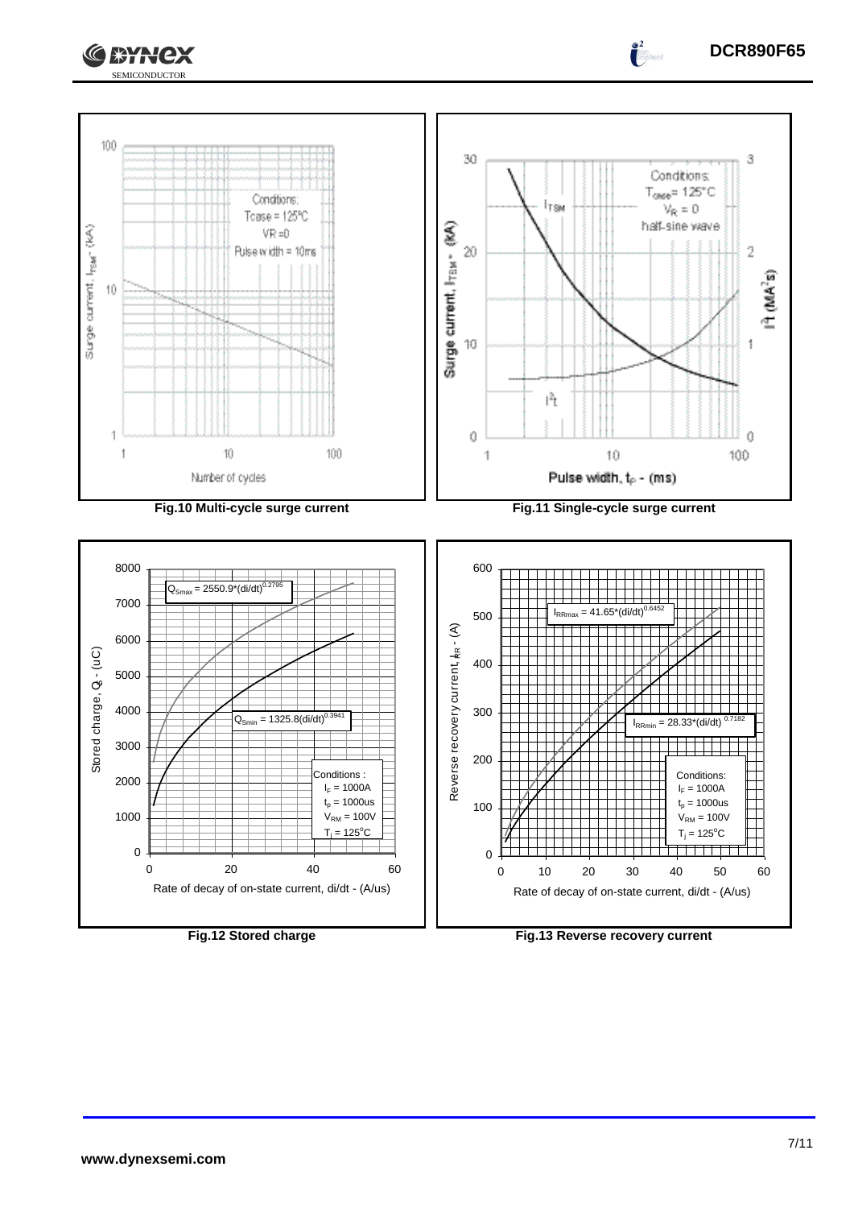Surge current, $I_{TSM}$ - (kA)

Conditions:
Tcase = 125°C
VR = 0
Pulse width = 10ms

Number of cycles

**Fig.10 Multi-cycle surge current**

Conditions:
$T_{case}$ = 125°C
$V_R$ = 0
half-sine wave

$I_{TSM}$

$I^2t$

Surge current, $I_{TSM}$ - (kA)

$I^2t$ (MA$^2$s)

Pulse width, $t_p$ - (ms)

**Fig.11 Single-cycle surge current**

$Q_{Smax} = 2550.9*(di/dt)^{0.2795}$

$Q_{Smin} = 1325.8(di/dt)^{0.3941}$

Conditions:
$I_F$ = 1000A
$t_p$ = 1000us
$V_{RM}$ = 100V
$T_j$ = 125°C

Stored charge, $Q_S$ - (uC)

Rate of decay of on-state current, di/dt - (A/us)

**Fig.12 Stored charge**

$I_{RRmax} = 41.65*(di/dt)^{0.6452}$

$I_{RRmin} = 28.33*(di/dt)^{0.7182}$

Conditions:
$I_F$ = 1000A
$t_p$ = 1000us
$V_{RM}$ = 100V
$T_j$ = 125°C

Reverse recovery current, $I_{RR}$ - (A)

Rate of decay of on-state current, di/dt - (A/us)

**Fig.13 Reverse recovery current**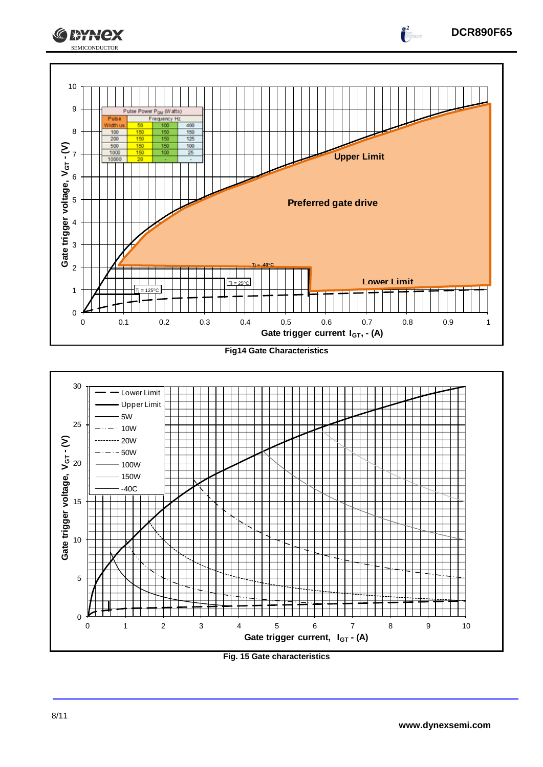| Pulse Width us | Frequency Hz 50 | 100 | 400 |
|---|---|---|---|
| 100 | 150 | 150 | 150 |
| 200 | 150 | 150 | 125 |
| 500 | 150 | 150 | 100 |
| 1000 | 150 | 100 | 25 |
| 10000 | 20 | - | - |

Pulse Power $P_{GM}$ (Watts)

Fig14 Gate Characteristics

Fig. 15 Gate characteristics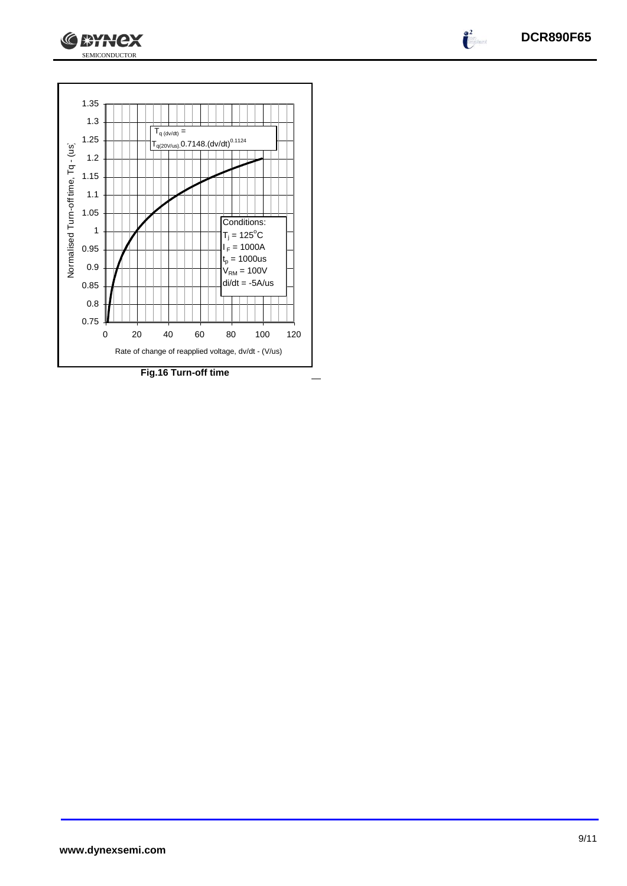$T_{q\,(dv/dt)} = T_{q(20V/us)}.0.7148.(dv/dt)^{0.1124}$

Conditions:
$T_j = 125^oC$
$I_F = 1000A$
$t_p = 1000us$
$V_{RM} = 100V$
di/dt = -5A/us

Normalised Turn-off time, Tq - (us)

Rate of change of reapplied voltage, dv/dt - (V/us)

**Fig.16 Turn-off time**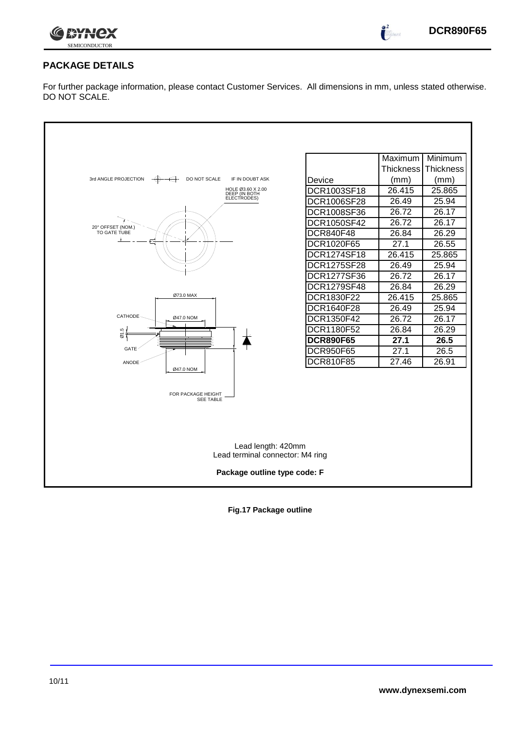## PACKAGE DETAILS

For further package information, please contact Customer Services. All dimensions in mm, unless stated otherwise. DO NOT SCALE.

3rd ANGLE PROJECTION — DO NOT SCALE — IF IN DOUBT ASK

HOLE Ø3.60 X 2.00 DEEP (IN BOTH ELECTRODES)

20° OFFSET (NOM.) TO GATE TUBE

Ø73.0 MAX

CATHODE

Ø47.0 NOM

Ø1.5

GATE

ANODE

Ø47.0 NOM

FOR PACKAGE HEIGHT SEE TABLE

| Device | Maximum Thickness (mm) | Minimum Thickness (mm) |
|---|---|---|
| DCR1003SF18 | 26.415 | 25.865 |
| DCR1006SF28 | 26.49 | 25.94 |
| DCR1008SF36 | 26.72 | 26.17 |
| DCR1050SF42 | 26.72 | 26.17 |
| DCR840F48 | 26.84 | 26.29 |
| DCR1020F65 | 27.1 | 26.55 |
| DCR1274SF18 | 26.415 | 25.865 |
| DCR1275SF28 | 26.49 | 25.94 |
| DCR1277SF36 | 26.72 | 26.17 |
| DCR1279SF48 | 26.84 | 26.29 |
| DCR1830F22 | 26.415 | 25.865 |
| DCR1640F28 | 26.49 | 25.94 |
| DCR1350F42 | 26.72 | 26.17 |
| DCR1180F52 | 26.84 | 26.29 |
| **DCR890F65** | **27.1** | **26.5** |
| DCR950F65 | 27.1 | 26.5 |
| DCR810F85 | 27.46 | 26.91 |

Lead length: 420mm
Lead terminal connector: M4 ring

**Package outline type code: F**

**Fig.17 Package outline**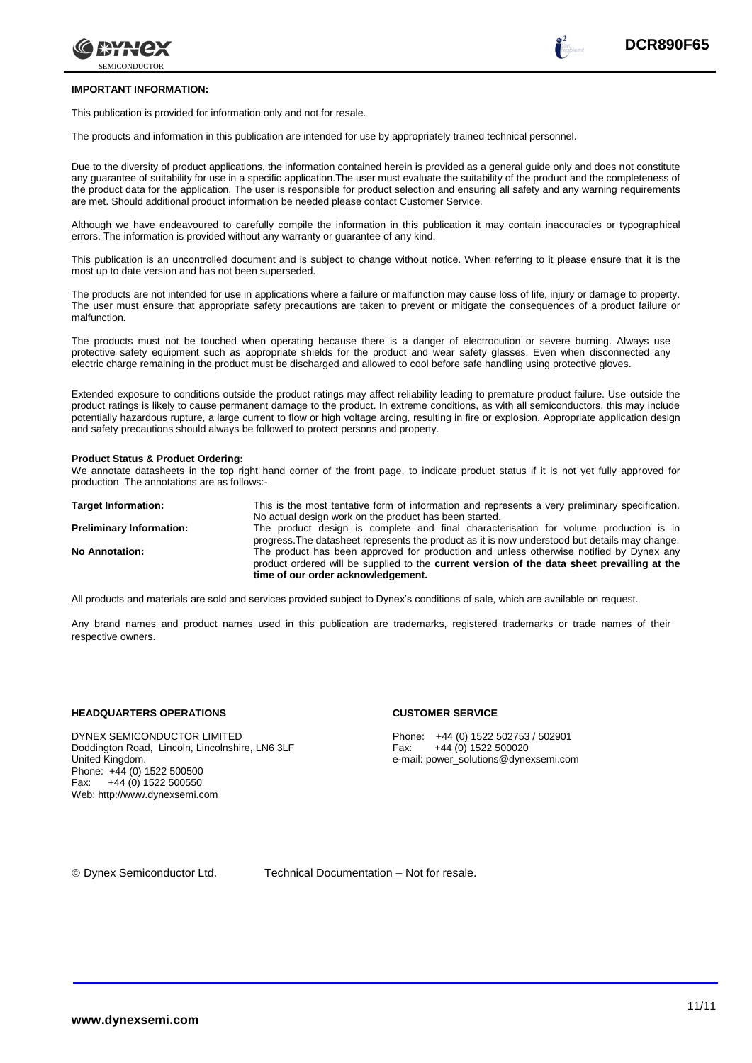**IMPORTANT INFORMATION:**

This publication is provided for information only and not for resale.

The products and information in this publication are intended for use by appropriately trained technical personnel.

Due to the diversity of product applications, the information contained herein is provided as a general guide only and does not constitute any guarantee of suitability for use in a specific application.The user must evaluate the suitability of the product and the completeness of the product data for the application. The user is responsible for product selection and ensuring all safety and any warning requirements are met. Should additional product information be needed please contact Customer Service.

Although we have endeavoured to carefully compile the information in this publication it may contain inaccuracies or typographical errors. The information is provided without any warranty or guarantee of any kind.

This publication is an uncontrolled document and is subject to change without notice. When referring to it please ensure that it is the most up to date version and has not been superseded.

The products are not intended for use in applications where a failure or malfunction may cause loss of life, injury or damage to property. The user must ensure that appropriate safety precautions are taken to prevent or mitigate the consequences of a product failure or malfunction.

The products must not be touched when operating because there is a danger of electrocution or severe burning. Always use protective safety equipment such as appropriate shields for the product and wear safety glasses. Even when disconnected any electric charge remaining in the product must be discharged and allowed to cool before safe handling using protective gloves.

Extended exposure to conditions outside the product ratings may affect reliability leading to premature product failure. Use outside the product ratings is likely to cause permanent damage to the product. In extreme conditions, as with all semiconductors, this may include potentially hazardous rupture, a large current to flow or high voltage arcing, resulting in fire or explosion. Appropriate application design and safety precautions should always be followed to protect persons and property.

**Product Status & Product Ordering:**

We annotate datasheets in the top right hand corner of the front page, to indicate product status if it is not yet fully approved for production. The annotations are as follows:-

| | |
|---|---|
| **Target Information:** | This is the most tentative form of information and represents a very preliminary specification. No actual design work on the product has been started. |
| **Preliminary Information:** | The product design is complete and final characterisation for volume production is in progress.The datasheet represents the product as it is now understood but details may change. |
| **No Annotation:** | The product has been approved for production and unless otherwise notified by Dynex any product ordered will be supplied to the **current version of the data sheet prevailing at the time of our order acknowledgement.** |

All products and materials are sold and services provided subject to Dynex's conditions of sale, which are available on request.

Any brand names and product names used in this publication are trademarks, registered trademarks or trade names of their respective owners.

**HEADQUARTERS OPERATIONS**

DYNEX SEMICONDUCTOR LIMITED
Doddington Road, Lincoln, Lincolnshire, LN6 3LF
United Kingdom.
Phone: +44 (0) 1522 500500
Fax: +44 (0) 1522 500550
Web: http://www.dynexsemi.com

**CUSTOMER SERVICE**

Phone: +44 (0) 1522 502753 / 502901
Fax: +44 (0) 1522 500020
e-mail: power_solutions@dynexsemi.com

© Dynex Semiconductor Ltd. Technical Documentation – Not for resale.